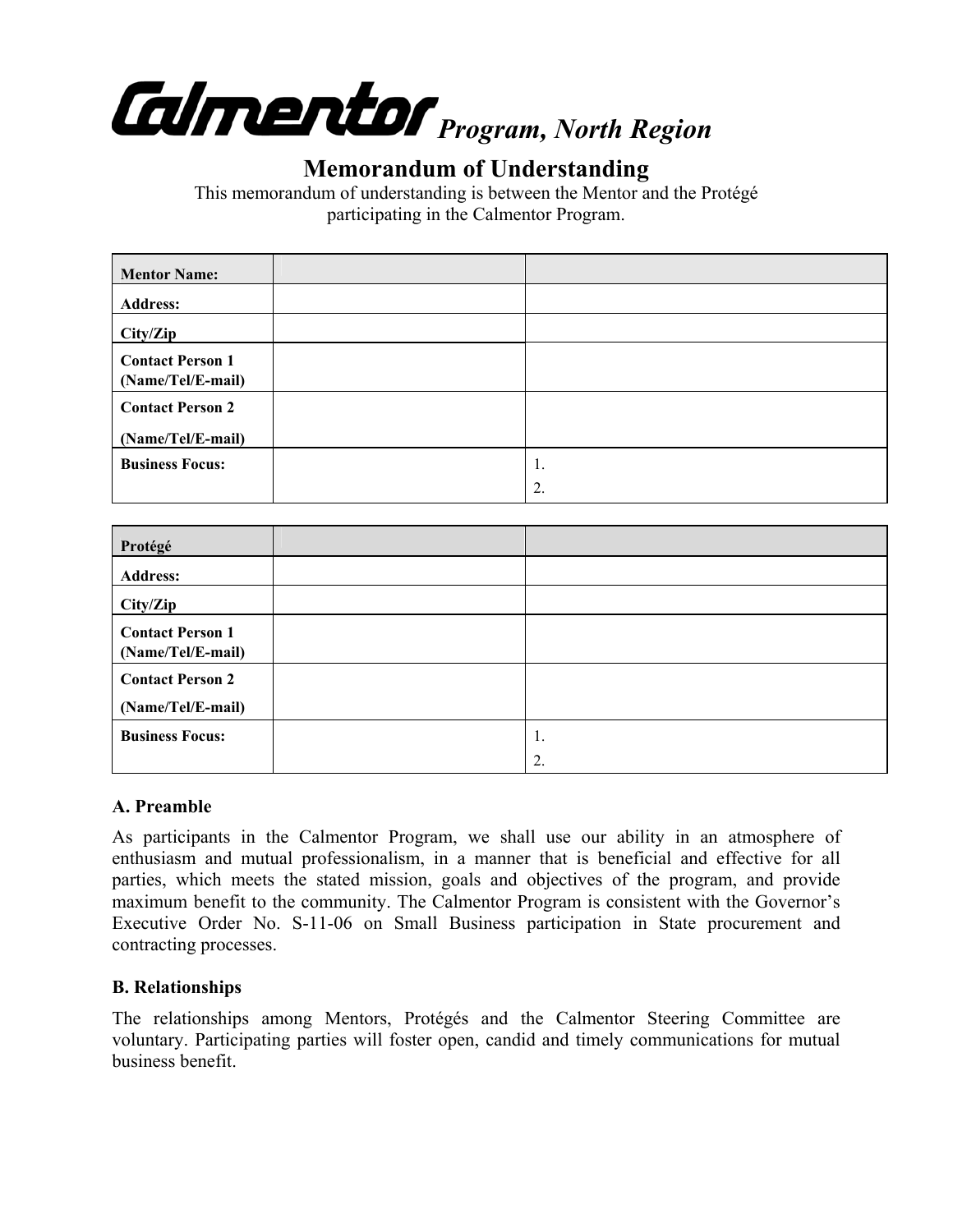# Calmentor *Program, North Region*

## Memorandum of Understanding

This memorandum of understanding is between the Mentor and the Protégé participating in the Calmentor Program.

| **Mentor Name:** | | |
|---|---|---|
| **Address:** | | |
| **City/Zip** | | |
| **Contact Person 1 (Name/Tel/E-mail)** | | |
| **Contact Person 2 (Name/Tel/E-mail)** | | |
| **Business Focus:** | | 1.<br>2. |

| **Protégé** | | |
|---|---|---|
| **Address:** | | |
| **City/Zip** | | |
| **Contact Person 1 (Name/Tel/E-mail)** | | |
| **Contact Person 2 (Name/Tel/E-mail)** | | |
| **Business Focus:** | | 1.<br>2. |

### A. Preamble

As participants in the Calmentor Program, we shall use our ability in an atmosphere of enthusiasm and mutual professionalism, in a manner that is beneficial and effective for all parties, which meets the stated mission, goals and objectives of the program, and provide maximum benefit to the community. The Calmentor Program is consistent with the Governor's Executive Order No. S-11-06 on Small Business participation in State procurement and contracting processes.

### B. Relationships

The relationships among Mentors, Protégés and the Calmentor Steering Committee are voluntary. Participating parties will foster open, candid and timely communications for mutual business benefit.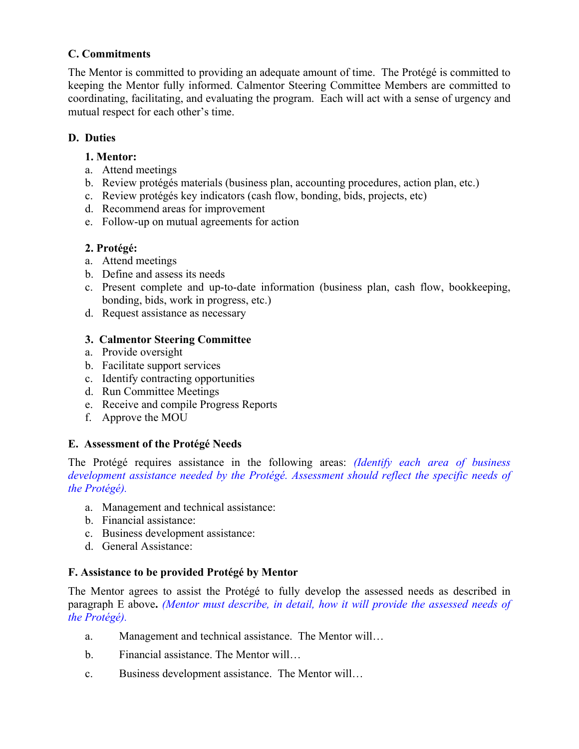## C. Commitments

The Mentor is committed to providing an adequate amount of time. The Protégé is committed to keeping the Mentor fully informed. Calmentor Steering Committee Members are committed to coordinating, facilitating, and evaluating the program. Each will act with a sense of urgency and mutual respect for each other's time.

## D. Duties

### 1. Mentor:

a. Attend meetings
b. Review protégés materials (business plan, accounting procedures, action plan, etc.)
c. Review protégés key indicators (cash flow, bonding, bids, projects, etc)
d. Recommend areas for improvement
e. Follow-up on mutual agreements for action

### 2. Protégé:

a. Attend meetings
b. Define and assess its needs
c. Present complete and up-to-date information (business plan, cash flow, bookkeeping, bonding, bids, work in progress, etc.)
d. Request assistance as necessary

### 3. Calmentor Steering Committee

a. Provide oversight
b. Facilitate support services
c. Identify contracting opportunities
d. Run Committee Meetings
e. Receive and compile Progress Reports
f. Approve the MOU

## E. Assessment of the Protégé Needs

The Protégé requires assistance in the following areas: *(Identify each area of business development assistance needed by the Protégé. Assessment should reflect the specific needs of the Protégé).*

a. Management and technical assistance:
b. Financial assistance:
c. Business development assistance:
d. General Assistance:

## F. Assistance to be provided Protégé by Mentor

The Mentor agrees to assist the Protégé to fully develop the assessed needs as described in paragraph E above**.** *(Mentor must describe, in detail, how it will provide the assessed needs of the Protégé).*

a. Management and technical assistance. The Mentor will…

b. Financial assistance. The Mentor will…

c. Business development assistance. The Mentor will…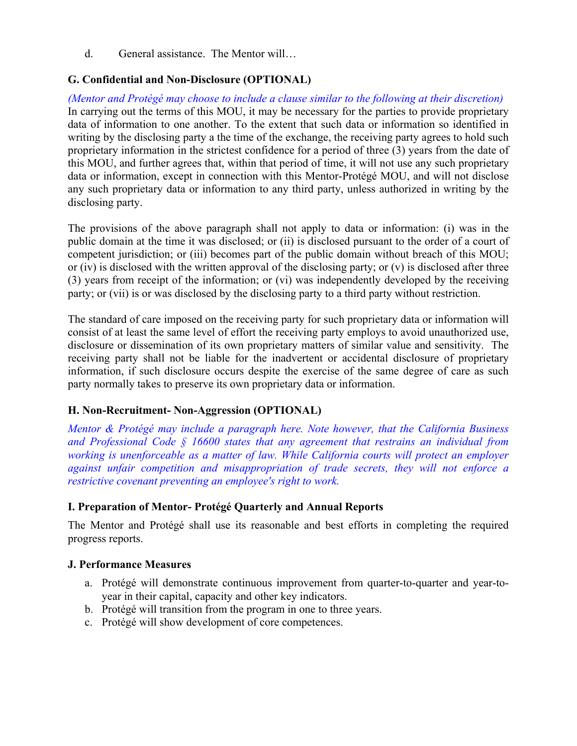d. General assistance. The Mentor will…

### G. Confidential and Non-Disclosure (OPTIONAL)

*(Mentor and Protégé may choose to include a clause similar to the following at their discretion)*
In carrying out the terms of this MOU, it may be necessary for the parties to provide proprietary data of information to one another. To the extent that such data or information so identified in writing by the disclosing party a the time of the exchange, the receiving party agrees to hold such proprietary information in the strictest confidence for a period of three (3) years from the date of this MOU, and further agrees that, within that period of time, it will not use any such proprietary data or information, except in connection with this Mentor-Protégé MOU, and will not disclose any such proprietary data or information to any third party, unless authorized in writing by the disclosing party.

The provisions of the above paragraph shall not apply to data or information: (i) was in the public domain at the time it was disclosed; or (ii) is disclosed pursuant to the order of a court of competent jurisdiction; or (iii) becomes part of the public domain without breach of this MOU; or (iv) is disclosed with the written approval of the disclosing party; or (v) is disclosed after three (3) years from receipt of the information; or (vi) was independently developed by the receiving party; or (vii) is or was disclosed by the disclosing party to a third party without restriction.

The standard of care imposed on the receiving party for such proprietary data or information will consist of at least the same level of effort the receiving party employs to avoid unauthorized use, disclosure or dissemination of its own proprietary matters of similar value and sensitivity. The receiving party shall not be liable for the inadvertent or accidental disclosure of proprietary information, if such disclosure occurs despite the exercise of the same degree of care as such party normally takes to preserve its own proprietary data or information.

### H. Non-Recruitment- Non-Aggression (OPTIONAL)

*Mentor & Protégé may include a paragraph here. Note however, that the California Business and Professional Code § 16600 states that any agreement that restrains an individual from working is unenforceable as a matter of law. While California courts will protect an employer against unfair competition and misappropriation of trade secrets, they will not enforce a restrictive covenant preventing an employee's right to work.*

### I. Preparation of Mentor- Protégé Quarterly and Annual Reports

The Mentor and Protégé shall use its reasonable and best efforts in completing the required progress reports.

### J. Performance Measures

a. Protégé will demonstrate continuous improvement from quarter-to-quarter and year-to-year in their capital, capacity and other key indicators.
b. Protégé will transition from the program in one to three years.
c. Protégé will show development of core competences.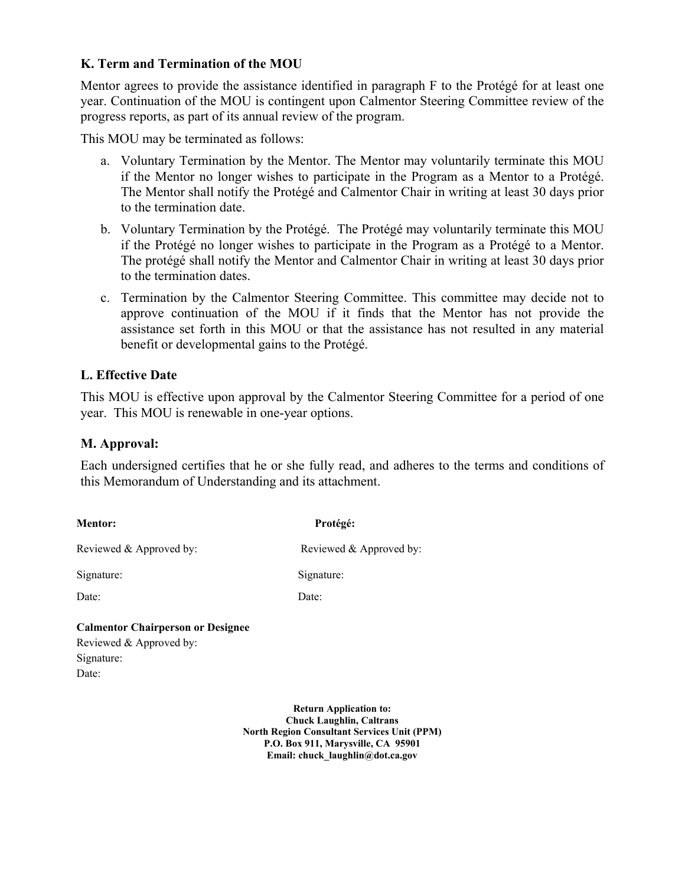### K. Term and Termination of the MOU

Mentor agrees to provide the assistance identified in paragraph F to the Protégé for at least one year. Continuation of the MOU is contingent upon Calmentor Steering Committee review of the progress reports, as part of its annual review of the program.

This MOU may be terminated as follows:

a. Voluntary Termination by the Mentor. The Mentor may voluntarily terminate this MOU if the Mentor no longer wishes to participate in the Program as a Mentor to a Protégé. The Mentor shall notify the Protégé and Calmentor Chair in writing at least 30 days prior to the termination date.

b. Voluntary Termination by the Protégé. The Protégé may voluntarily terminate this MOU if the Protégé no longer wishes to participate in the Program as a Protégé to a Mentor. The protégé shall notify the Mentor and Calmentor Chair in writing at least 30 days prior to the termination dates.

c. Termination by the Calmentor Steering Committee. This committee may decide not to approve continuation of the MOU if it finds that the Mentor has not provide the assistance set forth in this MOU or that the assistance has not resulted in any material benefit or developmental gains to the Protégé.

### L. Effective Date

This MOU is effective upon approval by the Calmentor Steering Committee for a period of one year. This MOU is renewable in one-year options.

### M. Approval:

Each undersigned certifies that he or she fully read, and adheres to the terms and conditions of this Memorandum of Understanding and its attachment.

| **Mentor:** | **Protégé:** |
|---|---|
| Reviewed & Approved by: | Reviewed & Approved by: |
| Signature: | Signature: |
| Date: | Date: |

**Calmentor Chairperson or Designee**
Reviewed & Approved by:
Signature:
Date:

**Return Application to:**
**Chuck Laughlin, Caltrans**
**North Region Consultant Services Unit (PPM)**
**P.O. Box 911, Marysville, CA 95901**
**Email: chuck_laughlin@dot.ca.gov**